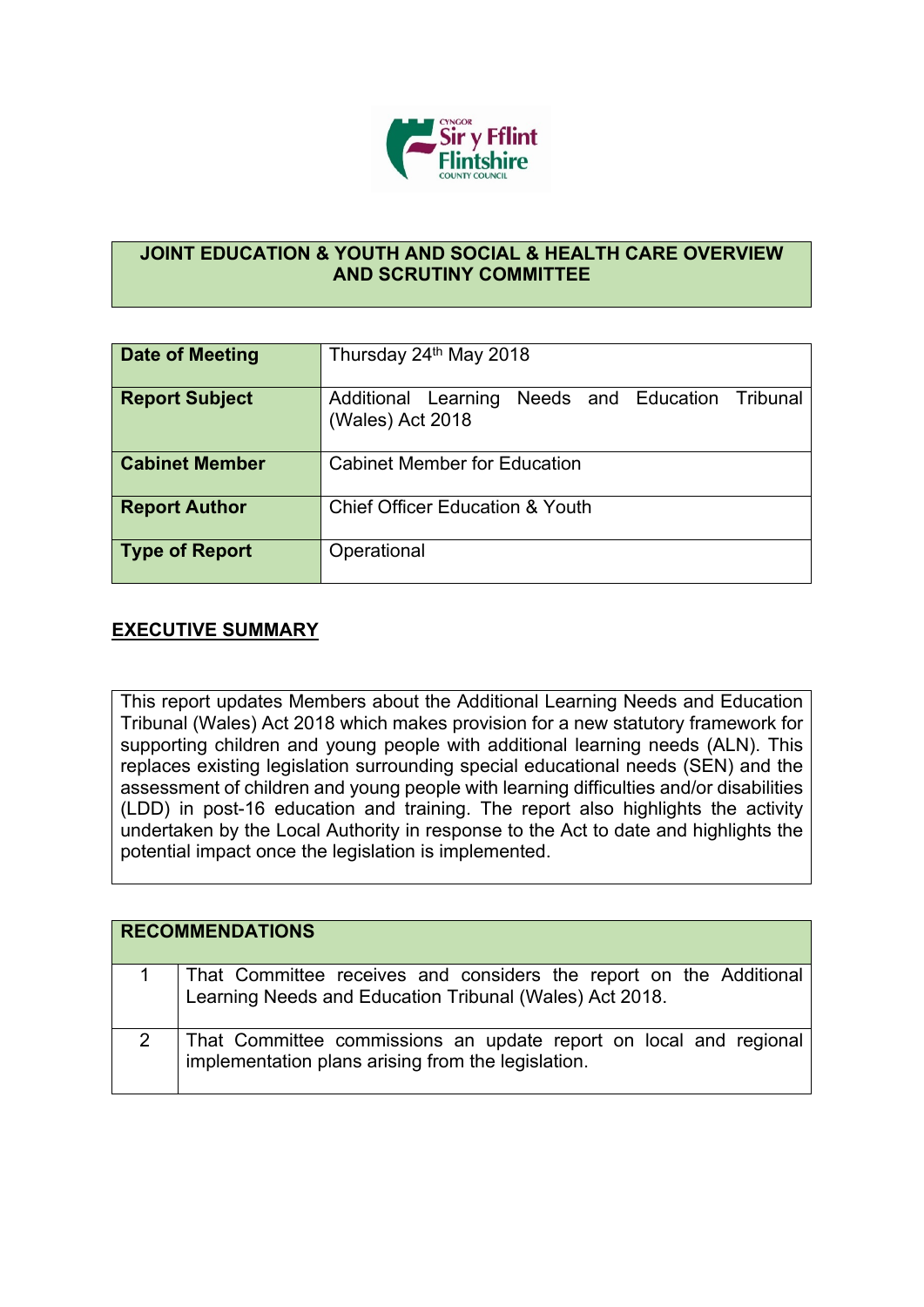# JOINT EDUCATION & YOUTH AND SOCIAL & HEALTH CARE OVERVIEW AND SCRUTINY COMMITTEE

| | |
|---|---|
| **Date of Meeting** | Thursday 24th May 2018 |
| **Report Subject** | Additional Learning Needs and Education Tribunal (Wales) Act 2018 |
| **Cabinet Member** | Cabinet Member for Education |
| **Report Author** | Chief Officer Education & Youth |
| **Type of Report** | Operational |

## EXECUTIVE SUMMARY

This report updates Members about the Additional Learning Needs and Education Tribunal (Wales) Act 2018 which makes provision for a new statutory framework for supporting children and young people with additional learning needs (ALN). This replaces existing legislation surrounding special educational needs (SEN) and the assessment of children and young people with learning difficulties and/or disabilities (LDD) in post-16 education and training. The report also highlights the activity undertaken by the Local Authority in response to the Act to date and highlights the potential impact once the legislation is implemented.

| **RECOMMENDATIONS** | |
|---|---|
| 1 | That Committee receives and considers the report on the Additional Learning Needs and Education Tribunal (Wales) Act 2018. |
| 2 | That Committee commissions an update report on local and regional implementation plans arising from the legislation. |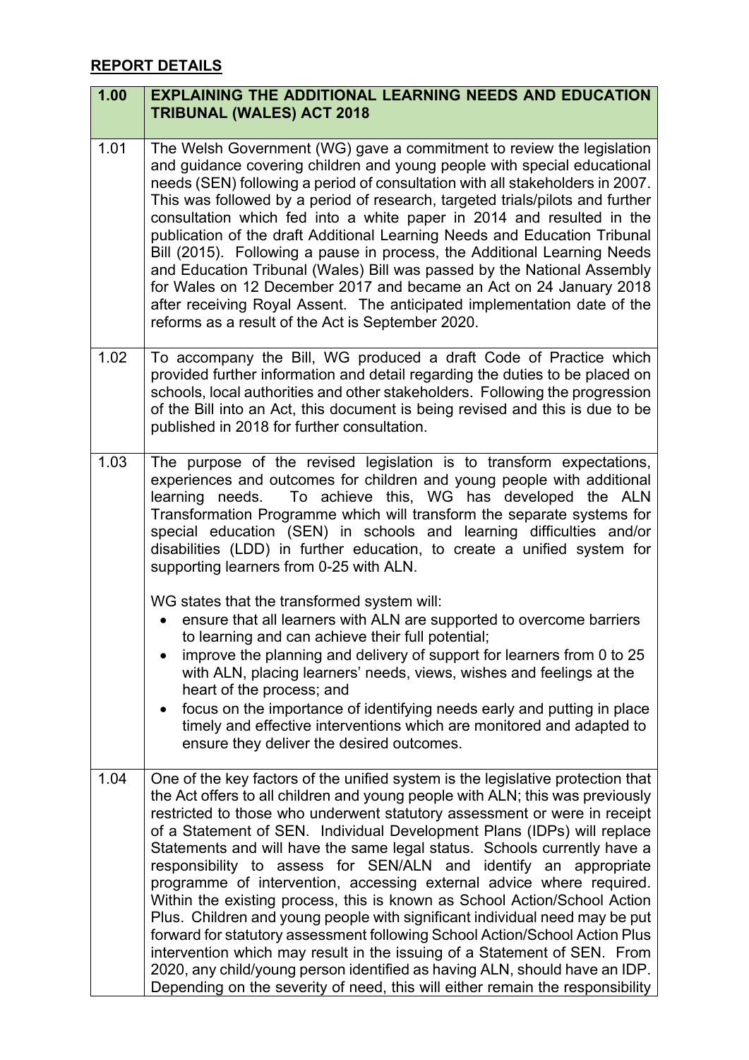## REPORT DETAILS

| 1.00 | EXPLAINING THE ADDITIONAL LEARNING NEEDS AND EDUCATION TRIBUNAL (WALES) ACT 2018 |
| --- | --- |
| 1.01 | The Welsh Government (WG) gave a commitment to review the legislation and guidance covering children and young people with special educational needs (SEN) following a period of consultation with all stakeholders in 2007. This was followed by a period of research, targeted trials/pilots and further consultation which fed into a white paper in 2014 and resulted in the publication of the draft Additional Learning Needs and Education Tribunal Bill (2015). Following a pause in process, the Additional Learning Needs and Education Tribunal (Wales) Bill was passed by the National Assembly for Wales on 12 December 2017 and became an Act on 24 January 2018 after receiving Royal Assent. The anticipated implementation date of the reforms as a result of the Act is September 2020. |
| 1.02 | To accompany the Bill, WG produced a draft Code of Practice which provided further information and detail regarding the duties to be placed on schools, local authorities and other stakeholders. Following the progression of the Bill into an Act, this document is being revised and this is due to be published in 2018 for further consultation. |
| 1.03 | The purpose of the revised legislation is to transform expectations, experiences and outcomes for children and young people with additional learning needs. To achieve this, WG has developed the ALN Transformation Programme which will transform the separate systems for special education (SEN) in schools and learning difficulties and/or disabilities (LDD) in further education, to create a unified system for supporting learners from 0-25 with ALN.<br><br>WG states that the transformed system will:<br>• ensure that all learners with ALN are supported to overcome barriers to learning and can achieve their full potential;<br>• improve the planning and delivery of support for learners from 0 to 25 with ALN, placing learners' needs, views, wishes and feelings at the heart of the process; and<br>• focus on the importance of identifying needs early and putting in place timely and effective interventions which are monitored and adapted to ensure they deliver the desired outcomes. |
| 1.04 | One of the key factors of the unified system is the legislative protection that the Act offers to all children and young people with ALN; this was previously restricted to those who underwent statutory assessment or were in receipt of a Statement of SEN. Individual Development Plans (IDPs) will replace Statements and will have the same legal status. Schools currently have a responsibility to assess for SEN/ALN and identify an appropriate programme of intervention, accessing external advice where required. Within the existing process, this is known as School Action/School Action Plus. Children and young people with significant individual need may be put forward for statutory assessment following School Action/School Action Plus intervention which may result in the issuing of a Statement of SEN. From 2020, any child/young person identified as having ALN, should have an IDP. Depending on the severity of need, this will either remain the responsibility |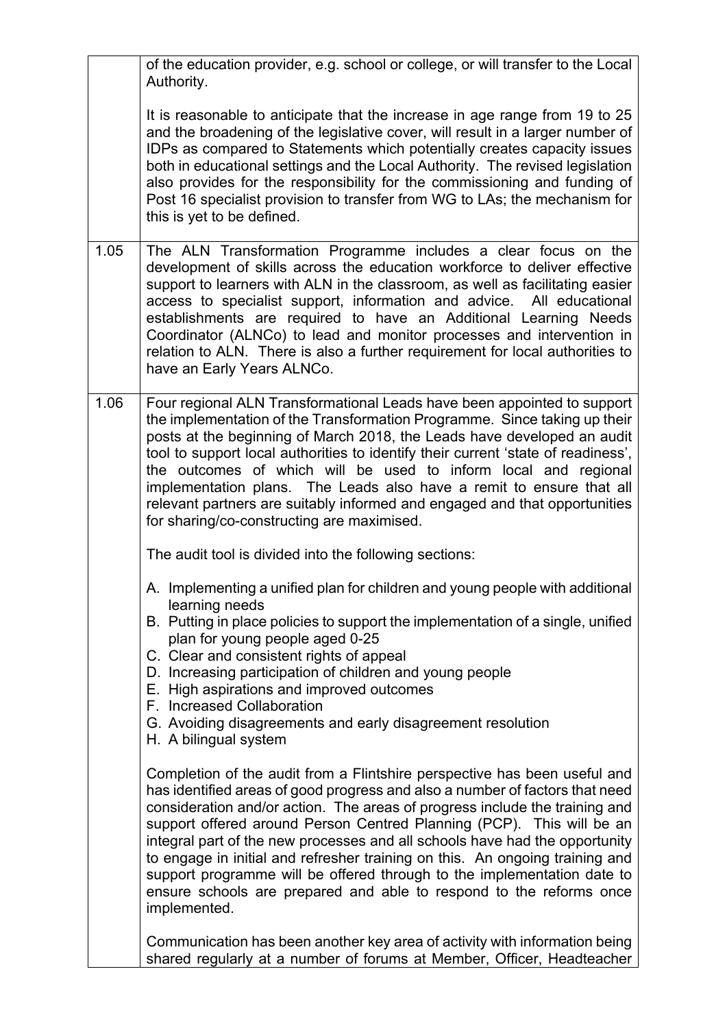| | |
|---|---|
| | of the education provider, e.g. school or college, or will transfer to the Local Authority.<br><br>It is reasonable to anticipate that the increase in age range from 19 to 25 and the broadening of the legislative cover, will result in a larger number of IDPs as compared to Statements which potentially creates capacity issues both in educational settings and the Local Authority. The revised legislation also provides for the responsibility for the commissioning and funding of Post 16 specialist provision to transfer from WG to LAs; the mechanism for this is yet to be defined. |
| 1.05 | The ALN Transformation Programme includes a clear focus on the development of skills across the education workforce to deliver effective support to learners with ALN in the classroom, as well as facilitating easier access to specialist support, information and advice. All educational establishments are required to have an Additional Learning Needs Coordinator (ALNCo) to lead and monitor processes and intervention in relation to ALN. There is also a further requirement for local authorities to have an Early Years ALNCo. |
| 1.06 | Four regional ALN Transformational Leads have been appointed to support the implementation of the Transformation Programme. Since taking up their posts at the beginning of March 2018, the Leads have developed an audit tool to support local authorities to identify their current 'state of readiness', the outcomes of which will be used to inform local and regional implementation plans. The Leads also have a remit to ensure that all relevant partners are suitably informed and engaged and that opportunities for sharing/co-constructing are maximised.<br><br>The audit tool is divided into the following sections:<br><br>A. Implementing a unified plan for children and young people with additional learning needs<br>B. Putting in place policies to support the implementation of a single, unified plan for young people aged 0-25<br>C. Clear and consistent rights of appeal<br>D. Increasing participation of children and young people<br>E. High aspirations and improved outcomes<br>F. Increased Collaboration<br>G. Avoiding disagreements and early disagreement resolution<br>H. A bilingual system<br><br>Completion of the audit from a Flintshire perspective has been useful and has identified areas of good progress and also a number of factors that need consideration and/or action. The areas of progress include the training and support offered around Person Centred Planning (PCP). This will be an integral part of the new processes and all schools have had the opportunity to engage in initial and refresher training on this. An ongoing training and support programme will be offered through to the implementation date to ensure schools are prepared and able to respond to the reforms once implemented.<br><br>Communication has been another key area of activity with information being shared regularly at a number of forums at Member, Officer, Headteacher |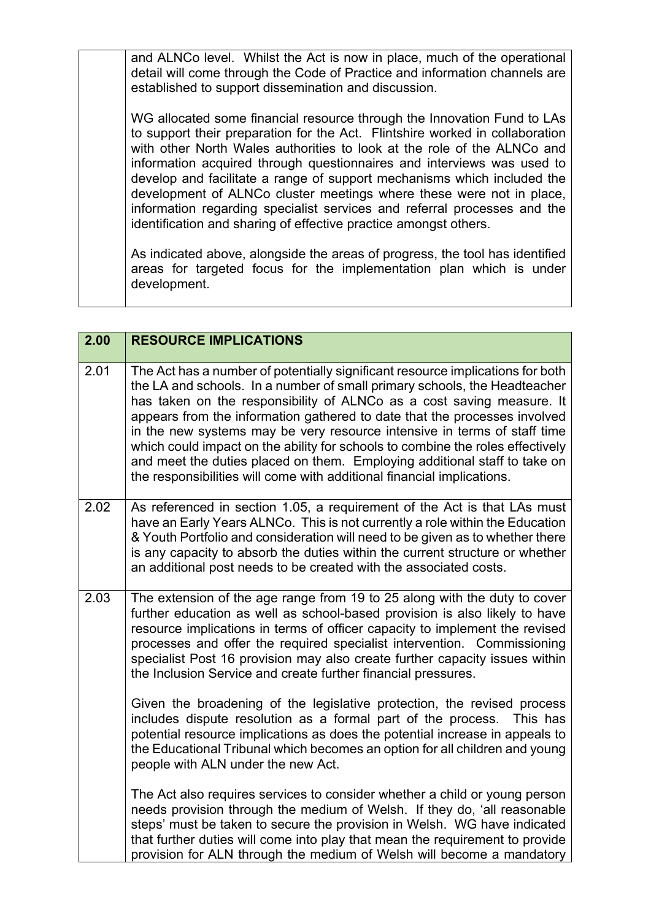| | |
|---|---|
| | and ALNCo level. Whilst the Act is now in place, much of the operational detail will come through the Code of Practice and information channels are established to support dissemination and discussion.<br><br>WG allocated some financial resource through the Innovation Fund to LAs to support their preparation for the Act. Flintshire worked in collaboration with other North Wales authorities to look at the role of the ALNCo and information acquired through questionnaires and interviews was used to develop and facilitate a range of support mechanisms which included the development of ALNCo cluster meetings where these were not in place, information regarding specialist services and referral processes and the identification and sharing of effective practice amongst others.<br><br>As indicated above, alongside the areas of progress, the tool has identified areas for targeted focus for the implementation plan which is under development. |

| 2.00 | RESOURCE IMPLICATIONS |
|---|---|
| 2.01 | The Act has a number of potentially significant resource implications for both the LA and schools. In a number of small primary schools, the Headteacher has taken on the responsibility of ALNCo as a cost saving measure. It appears from the information gathered to date that the processes involved in the new systems may be very resource intensive in terms of staff time which could impact on the ability for schools to combine the roles effectively and meet the duties placed on them. Employing additional staff to take on the responsibilities will come with additional financial implications. |
| 2.02 | As referenced in section 1.05, a requirement of the Act is that LAs must have an Early Years ALNCo. This is not currently a role within the Education & Youth Portfolio and consideration will need to be given as to whether there is any capacity to absorb the duties within the current structure or whether an additional post needs to be created with the associated costs. |
| 2.03 | The extension of the age range from 19 to 25 along with the duty to cover further education as well as school-based provision is also likely to have resource implications in terms of officer capacity to implement the revised processes and offer the required specialist intervention. Commissioning specialist Post 16 provision may also create further capacity issues within the Inclusion Service and create further financial pressures.<br><br>Given the broadening of the legislative protection, the revised process includes dispute resolution as a formal part of the process. This has potential resource implications as does the potential increase in appeals to the Educational Tribunal which becomes an option for all children and young people with ALN under the new Act.<br><br>The Act also requires services to consider whether a child or young person needs provision through the medium of Welsh. If they do, 'all reasonable steps' must be taken to secure the provision in Welsh. WG have indicated that further duties will come into play that mean the requirement to provide provision for ALN through the medium of Welsh will become a mandatory |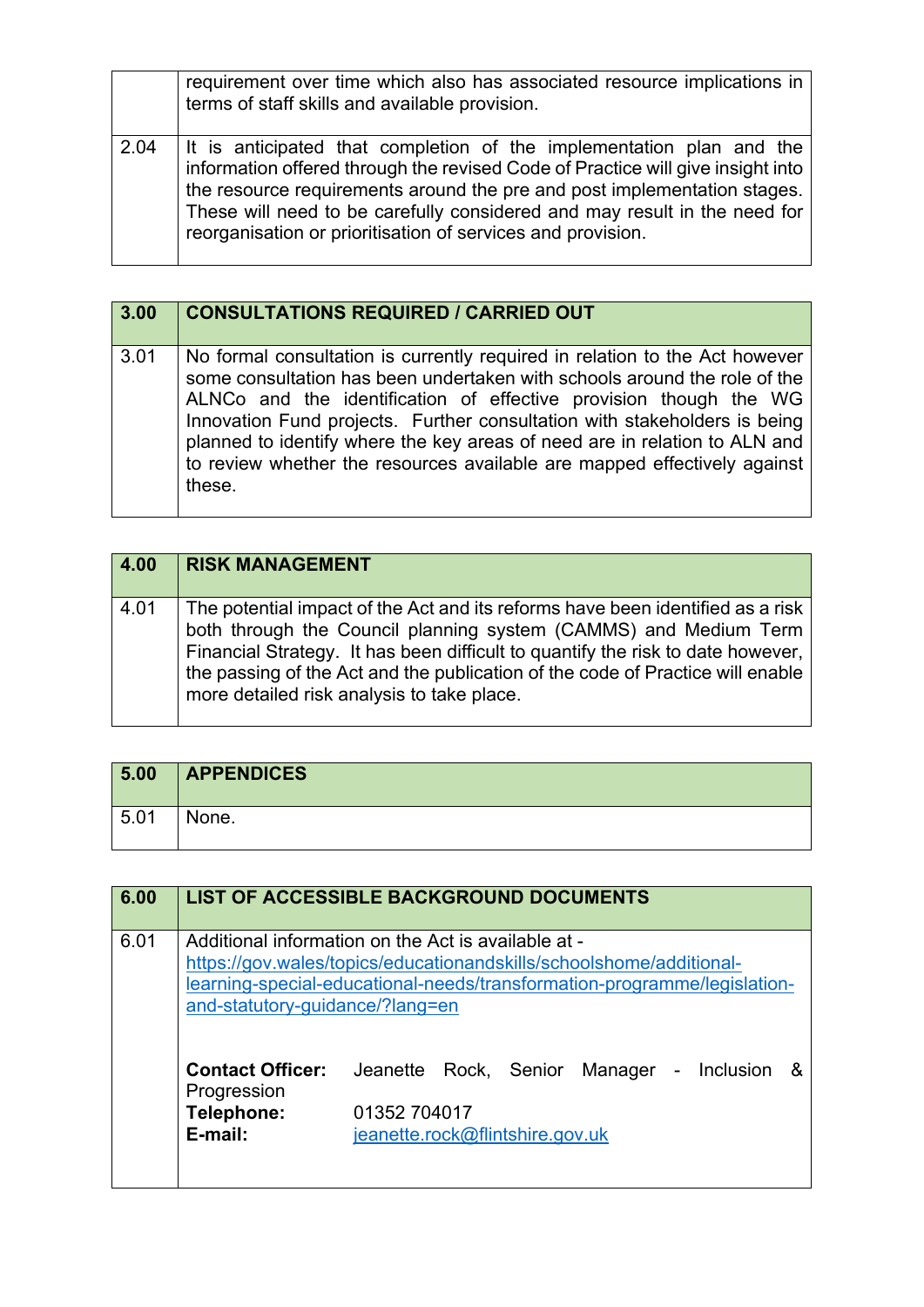| | |
|---|---|
| | requirement over time which also has associated resource implications in terms of staff skills and available provision. |
| 2.04 | It is anticipated that completion of the implementation plan and the information offered through the revised Code of Practice will give insight into the resource requirements around the pre and post implementation stages. These will need to be carefully considered and may result in the need for reorganisation or prioritisation of services and provision. |

| 3.00 | CONSULTATIONS REQUIRED / CARRIED OUT |
|---|---|
| 3.01 | No formal consultation is currently required in relation to the Act however some consultation has been undertaken with schools around the role of the ALNCo and the identification of effective provision though the WG Innovation Fund projects. Further consultation with stakeholders is being planned to identify where the key areas of need are in relation to ALN and to review whether the resources available are mapped effectively against these. |

| 4.00 | RISK MANAGEMENT |
|---|---|
| 4.01 | The potential impact of the Act and its reforms have been identified as a risk both through the Council planning system (CAMMS) and Medium Term Financial Strategy. It has been difficult to quantify the risk to date however, the passing of the Act and the publication of the code of Practice will enable more detailed risk analysis to take place. |

| 5.00 | APPENDICES |
|---|---|
| 5.01 | None. |

| 6.00 | LIST OF ACCESSIBLE BACKGROUND DOCUMENTS |
|---|---|
| 6.01 | Additional information on the Act is available at - [https://gov.wales/topics/educationandskills/schoolshome/additional-learning-special-educational-needs/transformation-programme/legislation-and-statutory-guidance/?lang=en](https://gov.wales/topics/educationandskills/schoolshome/additional-learning-special-educational-needs/transformation-programme/legislation-and-statutory-guidance/?lang=en)<br><br>**Contact Officer:** Jeanette Rock, Senior Manager - Inclusion & Progression<br>**Telephone:** 01352 704017<br>**E-mail:** [jeanette.rock@flintshire.gov.uk](mailto:jeanette.rock@flintshire.gov.uk) |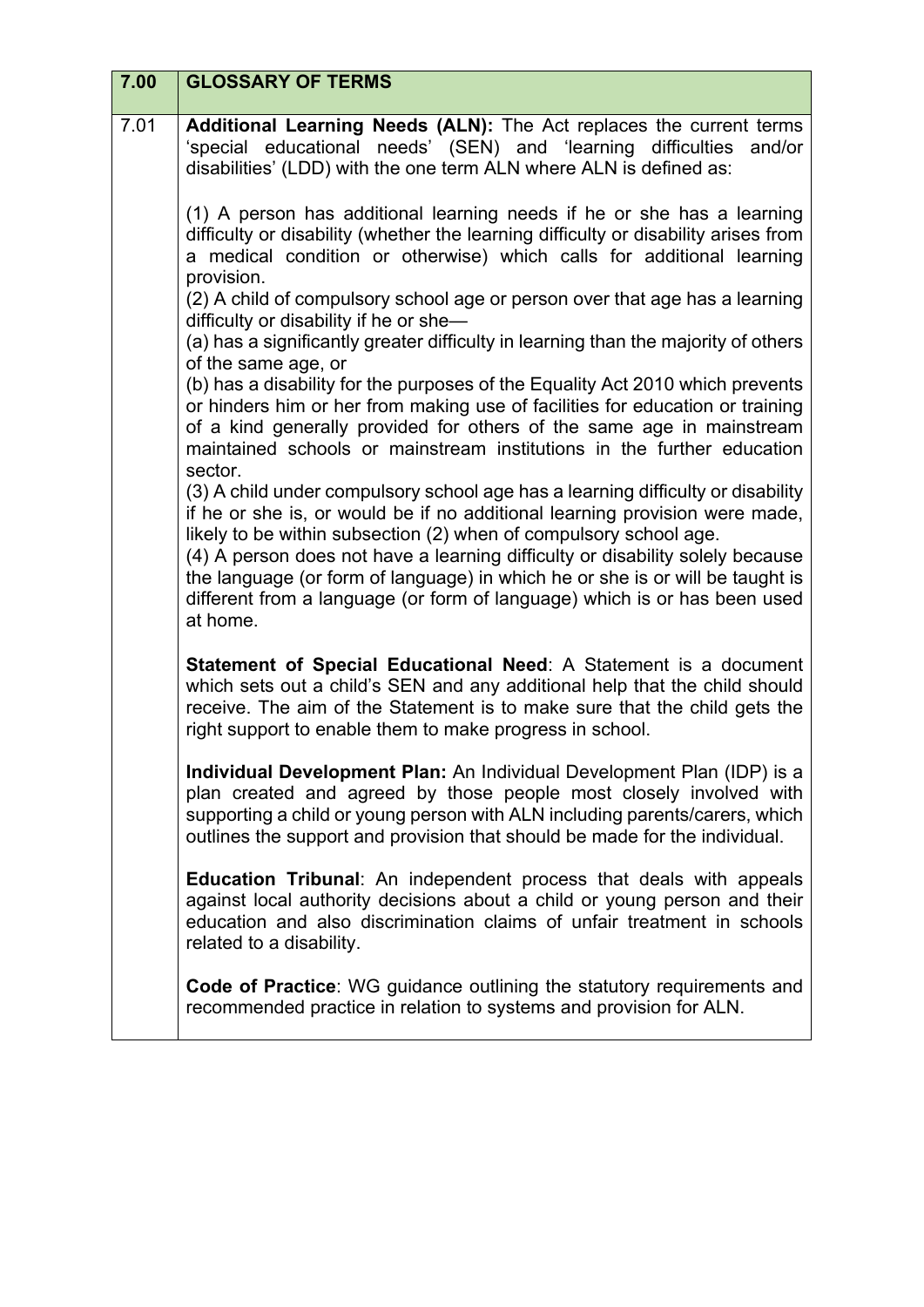| 7.00 | GLOSSARY OF TERMS |
|---|---|
| 7.01 | **Additional Learning Needs (ALN):** The Act replaces the current terms 'special educational needs' (SEN) and 'learning difficulties and/or disabilities' (LDD) with the one term ALN where ALN is defined as:<br><br>(1) A person has additional learning needs if he or she has a learning difficulty or disability (whether the learning difficulty or disability arises from a medical condition or otherwise) which calls for additional learning provision.<br>(2) A child of compulsory school age or person over that age has a learning difficulty or disability if he or she—<br>(a) has a significantly greater difficulty in learning than the majority of others of the same age, or<br>(b) has a disability for the purposes of the Equality Act 2010 which prevents or hinders him or her from making use of facilities for education or training of a kind generally provided for others of the same age in mainstream maintained schools or mainstream institutions in the further education sector.<br>(3) A child under compulsory school age has a learning difficulty or disability if he or she is, or would be if no additional learning provision were made, likely to be within subsection (2) when of compulsory school age.<br>(4) A person does not have a learning difficulty or disability solely because the language (or form of language) in which he or she is or will be taught is different from a language (or form of language) which is or has been used at home.<br><br>**Statement of Special Educational Need**: A Statement is a document which sets out a child's SEN and any additional help that the child should receive. The aim of the Statement is to make sure that the child gets the right support to enable them to make progress in school.<br><br>**Individual Development Plan:** An Individual Development Plan (IDP) is a plan created and agreed by those people most closely involved with supporting a child or young person with ALN including parents/carers, which outlines the support and provision that should be made for the individual.<br><br>**Education Tribunal**: An independent process that deals with appeals against local authority decisions about a child or young person and their education and also discrimination claims of unfair treatment in schools related to a disability.<br><br>**Code of Practice**: WG guidance outlining the statutory requirements and recommended practice in relation to systems and provision for ALN. |